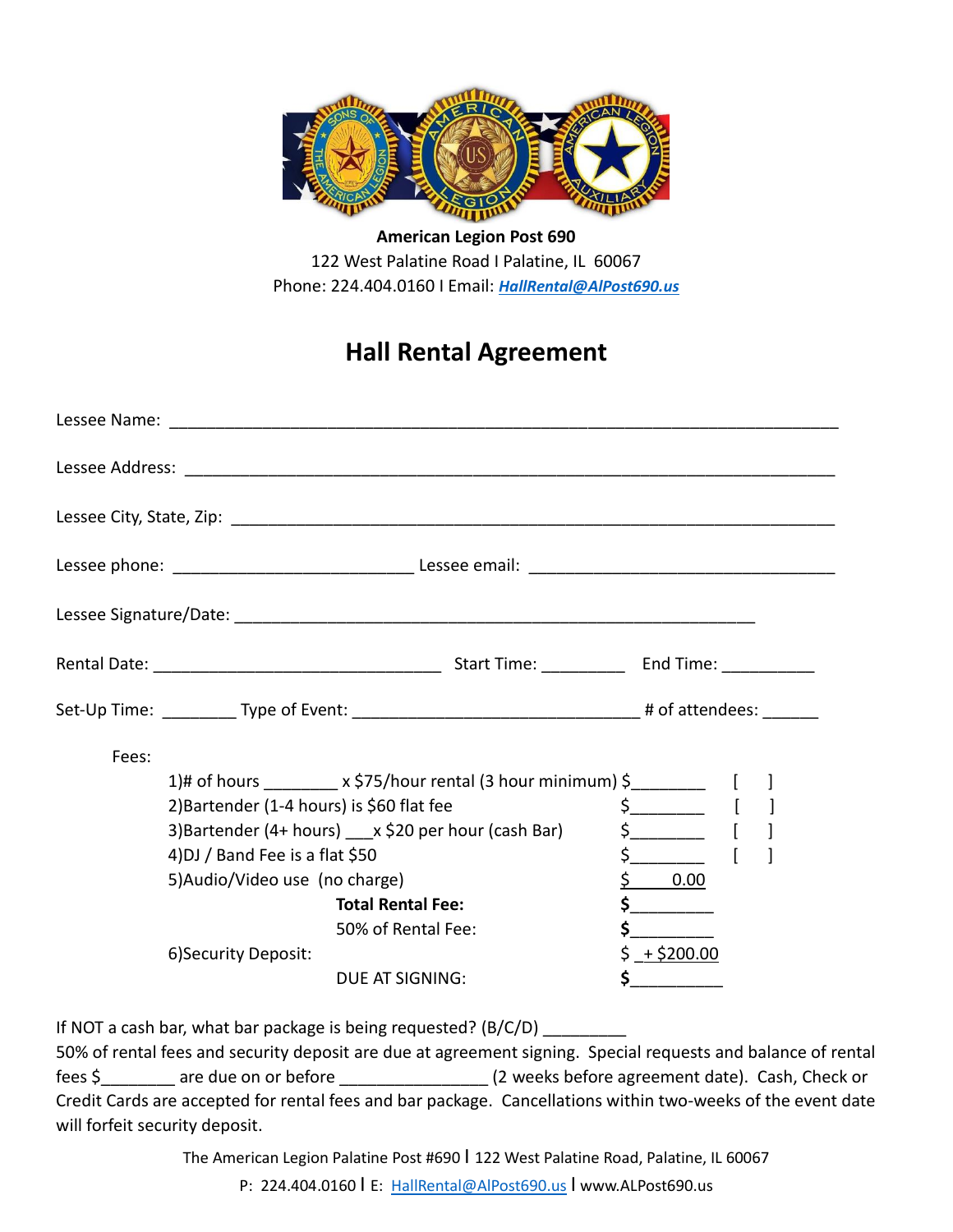**American Legion Post 690**
122 West Palatine Road I Palatine, IL 60067
Phone: 224.404.0160 I Email: ***HallRental@AlPost690.us***

# Hall Rental Agreement

Lessee Name: ___________________________________________________________________________

Lessee Address: _________________________________________________________________________

Lessee City, State, Zip: ____________________________________________________________________

Lessee phone: __________________________ Lessee email: _________________________________

Lessee Signature/Date: _________________________________________________________

Rental Date: _______________________________ Start Time: _________ End Time: __________

Set-Up Time: ________ Type of Event: _______________________________ # of attendees: ______

Fees:

| | | |
|---|---|---|
| 1)# of hours ________ x $75/hour rental (3 hour minimum) | $________ | [ ] |
| 2)Bartender (1-4 hours) is $60 flat fee | $________ | [ ] |
| 3)Bartender (4+ hours) ___x $20 per hour (cash Bar) | $________ | [ ] |
| 4)DJ / Band Fee is a flat $50 | $________ | [ ] |
| 5)Audio/Video use (no charge) | $ 0.00 | |
| **Total Rental Fee:** | **$**_________ | |
| 50% of Rental Fee: | **$**_________ | |
| 6)Security Deposit: | $ + $200.00 | |
| DUE AT SIGNING: | **$**__________ | |

If NOT a cash bar, what bar package is being requested? (B/C/D) _________
50% of rental fees and security deposit are due at agreement signing. Special requests and balance of rental fees $________ are due on or before ________________ (2 weeks before agreement date). Cash, Check or Credit Cards are accepted for rental fees and bar package. Cancellations within two-weeks of the event date will forfeit security deposit.

The American Legion Palatine Post #690 I 122 West Palatine Road, Palatine, IL 60067
P: 224.404.0160 I E: HallRental@AlPost690.us I www.ALPost690.us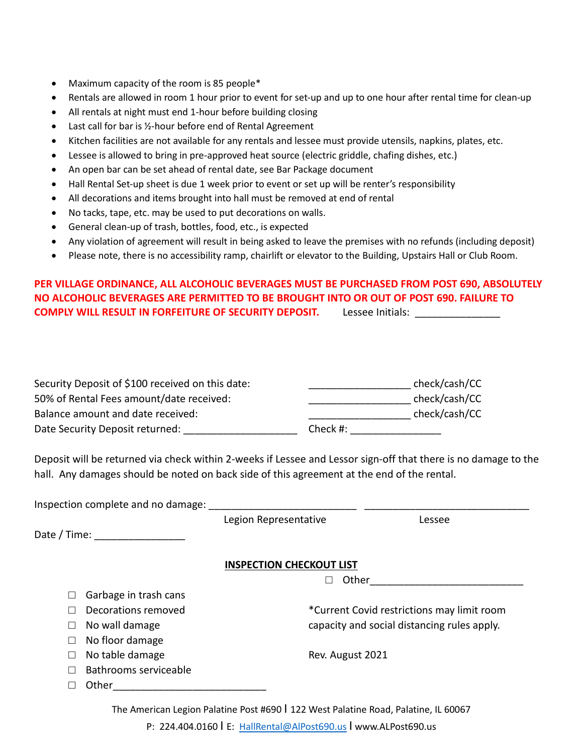- Maximum capacity of the room is 85 people*
- Rentals are allowed in room 1 hour prior to event for set-up and up to one hour after rental time for clean-up
- All rentals at night must end 1-hour before building closing
- Last call for bar is ½-hour before end of Rental Agreement
- Kitchen facilities are not available for any rentals and lessee must provide utensils, napkins, plates, etc.
- Lessee is allowed to bring in pre-approved heat source (electric griddle, chafing dishes, etc.)
- An open bar can be set ahead of rental date, see Bar Package document
- Hall Rental Set-up sheet is due 1 week prior to event or set up will be renter's responsibility
- All decorations and items brought into hall must be removed at end of rental
- No tacks, tape, etc. may be used to put decorations on walls.
- General clean-up of trash, bottles, food, etc., is expected
- Any violation of agreement will result in being asked to leave the premises with no refunds (including deposit)
- Please note, there is no accessibility ramp, chairlift or elevator to the Building, Upstairs Hall or Club Room.

**PER VILLAGE ORDINANCE, ALL ALCOHOLIC BEVERAGES MUST BE PURCHASED FROM POST 690, ABSOLUTELY NO ALCOHOLIC BEVERAGES ARE PERMITTED TO BE BROUGHT INTO OR OUT OF POST 690. FAILURE TO COMPLY WILL RESULT IN FORFEITURE OF SECURITY DEPOSIT.** Lessee Initials: _______________

Security Deposit of $100 received on this date: __________________ check/cash/CC

50% of Rental Fees amount/date received: __________________ check/cash/CC

Balance amount and date received: __________________ check/cash/CC

Date Security Deposit returned: ____________________ Check #: ________________

Deposit will be returned via check within 2-weeks if Lessee and Lessor sign-off that there is no damage to the hall. Any damages should be noted on back side of this agreement at the end of the rental.

Inspection complete and no damage: __________________________ _____________________________

Legion Representative Lessee

Date / Time: ________________

## INSPECTION CHECKOUT LIST

- ☐ Garbage in trash cans
- ☐ Decorations removed
- ☐ No wall damage
- ☐ No floor damage
- ☐ No table damage
- ☐ Bathrooms serviceable
- ☐ Other___________________________
- ☐ Other___________________________

*Current Covid restrictions may limit room capacity and social distancing rules apply.

Rev. August 2021

The American Legion Palatine Post #690 | 122 West Palatine Road, Palatine, IL 60067

P: 224.404.0160 | E: HallRental@AlPost690.us | www.ALPost690.us